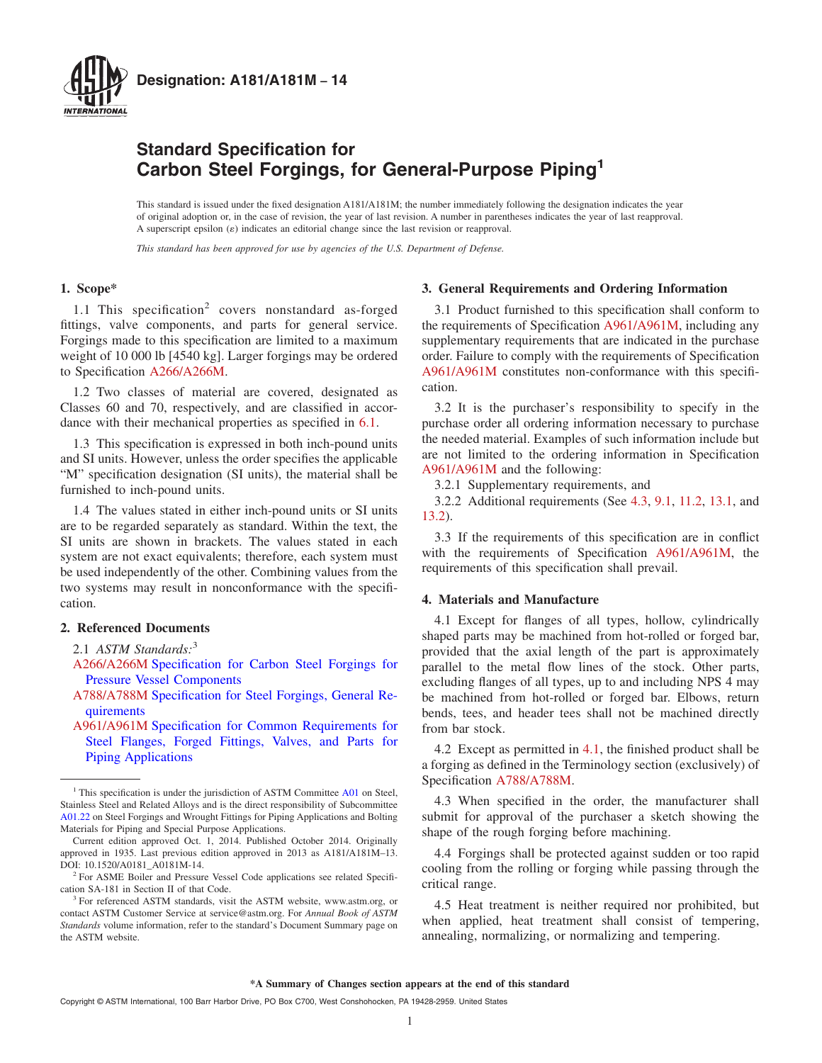**Designation: A181/A181M – 14**

# Standard Specification for Carbon Steel Forgings, for General-Purpose Piping[1]

This standard is issued under the fixed designation A181/A181M; the number immediately following the designation indicates the year of original adoption or, in the case of revision, the year of last revision. A number in parentheses indicates the year of last reapproval. A superscript epsilon (ε) indicates an editorial change since the last revision or reapproval.

*This standard has been approved for use by agencies of the U.S. Department of Defense.*

## 1. Scope*

1.1 This specification[2] covers nonstandard as-forged fittings, valve components, and parts for general service. Forgings made to this specification are limited to a maximum weight of 10 000 lb [4540 kg]. Larger forgings may be ordered to Specification A266/A266M.

1.2 Two classes of material are covered, designated as Classes 60 and 70, respectively, and are classified in accordance with their mechanical properties as specified in 6.1.

1.3 This specification is expressed in both inch-pound units and SI units. However, unless the order specifies the applicable "M" specification designation (SI units), the material shall be furnished to inch-pound units.

1.4 The values stated in either inch-pound units or SI units are to be regarded separately as standard. Within the text, the SI units are shown in brackets. The values stated in each system are not exact equivalents; therefore, each system must be used independently of the other. Combining values from the two systems may result in nonconformance with the specification.

## 2. Referenced Documents

2.1 *ASTM Standards:*[3]

A266/A266M Specification for Carbon Steel Forgings for Pressure Vessel Components

A788/A788M Specification for Steel Forgings, General Requirements

A961/A961M Specification for Common Requirements for Steel Flanges, Forged Fittings, Valves, and Parts for Piping Applications

## 3. General Requirements and Ordering Information

3.1 Product furnished to this specification shall conform to the requirements of Specification A961/A961M, including any supplementary requirements that are indicated in the purchase order. Failure to comply with the requirements of Specification A961/A961M constitutes non-conformance with this specification.

3.2 It is the purchaser's responsibility to specify in the purchase order all ordering information necessary to purchase the needed material. Examples of such information include but are not limited to the ordering information in Specification A961/A961M and the following:

3.2.1 Supplementary requirements, and

3.2.2 Additional requirements (See 4.3, 9.1, 11.2, 13.1, and 13.2).

3.3 If the requirements of this specification are in conflict with the requirements of Specification A961/A961M, the requirements of this specification shall prevail.

## 4. Materials and Manufacture

4.1 Except for flanges of all types, hollow, cylindrically shaped parts may be machined from hot-rolled or forged bar, provided that the axial length of the part is approximately parallel to the metal flow lines of the stock. Other parts, excluding flanges of all types, up to and including NPS 4 may be machined from hot-rolled or forged bar. Elbows, return bends, tees, and header tees shall not be machined directly from bar stock.

4.2 Except as permitted in 4.1, the finished product shall be a forging as defined in the Terminology section (exclusively) of Specification A788/A788M.

4.3 When specified in the order, the manufacturer shall submit for approval of the purchaser a sketch showing the shape of the rough forging before machining.

4.4 Forgings shall be protected against sudden or too rapid cooling from the rolling or forging while passing through the critical range.

4.5 Heat treatment is neither required nor prohibited, but when applied, heat treatment shall consist of tempering, annealing, normalizing, or normalizing and tempering.

---

[1] This specification is under the jurisdiction of ASTM Committee A01 on Steel, Stainless Steel and Related Alloys and is the direct responsibility of Subcommittee A01.22 on Steel Forgings and Wrought Fittings for Piping Applications and Bolting Materials for Piping and Special Purpose Applications.

Current edition approved Oct. 1, 2014. Published October 2014. Originally approved in 1935. Last previous edition approved in 2013 as A181/A181M–13. DOI: 10.1520/A0181_A0181M-14.

[2] For ASME Boiler and Pressure Vessel Code applications see related Specification SA-181 in Section II of that Code.

[3] For referenced ASTM standards, visit the ASTM website, www.astm.org, or contact ASTM Customer Service at service@astm.org. For *Annual Book of ASTM Standards* volume information, refer to the standard's Document Summary page on the ASTM website.

**\*A Summary of Changes section appears at the end of this standard**

Copyright © ASTM International, 100 Barr Harbor Drive, PO Box C700, West Conshohocken, PA 19428-2959. United States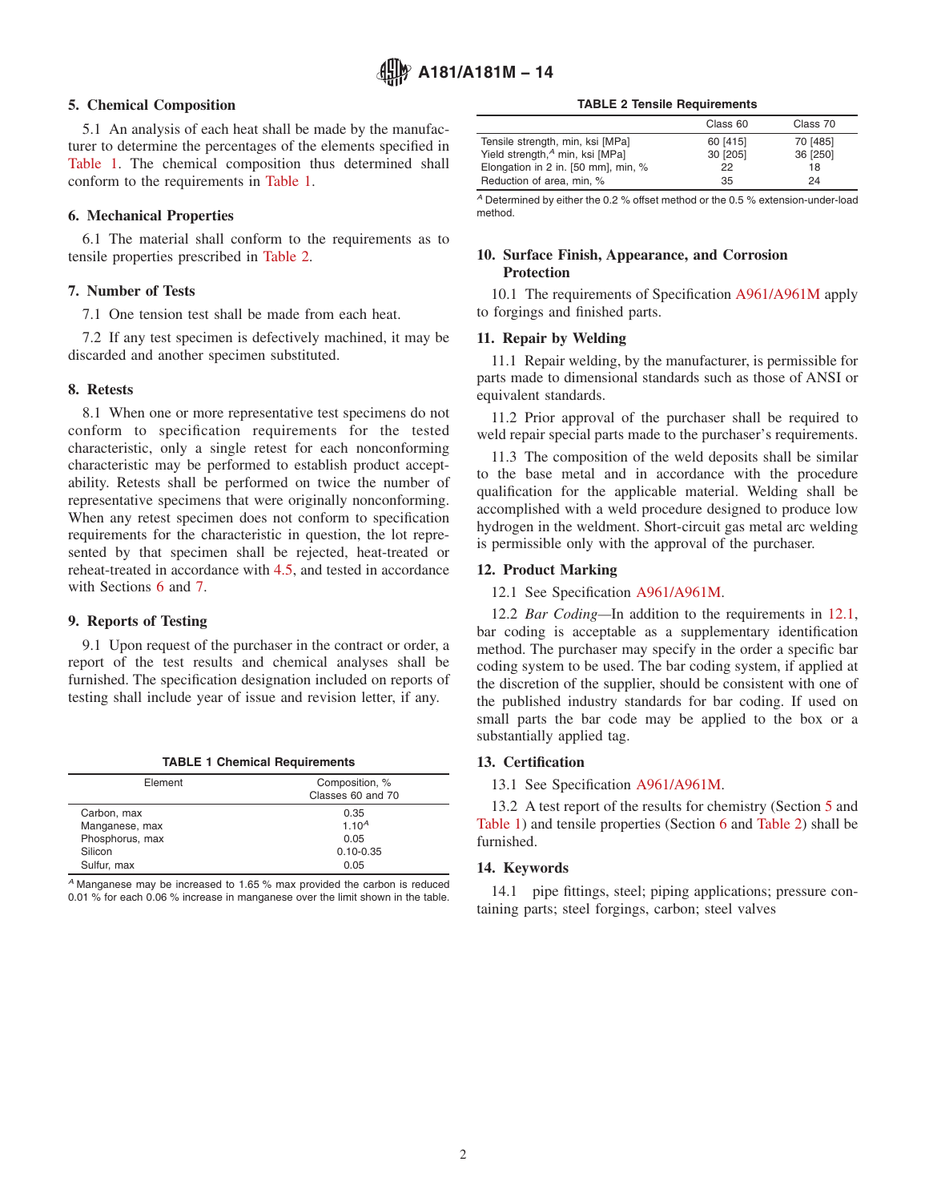## 5. Chemical Composition

5.1 An analysis of each heat shall be made by the manufacturer to determine the percentages of the elements specified in Table 1. The chemical composition thus determined shall conform to the requirements in Table 1.

## 6. Mechanical Properties

6.1 The material shall conform to the requirements as to tensile properties prescribed in Table 2.

## 7. Number of Tests

7.1 One tension test shall be made from each heat.

7.2 If any test specimen is defectively machined, it may be discarded and another specimen substituted.

## 8. Retests

8.1 When one or more representative test specimens do not conform to specification requirements for the tested characteristic, only a single retest for each nonconforming characteristic may be performed to establish product acceptability. Retests shall be performed on twice the number of representative specimens that were originally nonconforming. When any retest specimen does not conform to specification requirements for the characteristic in question, the lot represented by that specimen shall be rejected, heat-treated or reheat-treated in accordance with 4.5, and tested in accordance with Sections 6 and 7.

## 9. Reports of Testing

9.1 Upon request of the purchaser in the contract or order, a report of the test results and chemical analyses shall be furnished. The specification designation included on reports of testing shall include year of issue and revision letter, if any.

**TABLE 1 Chemical Requirements**

| Element | Composition, % Classes 60 and 70 |
|---|---|
| Carbon, max | 0.35 |
| Manganese, max | 1.10[A] |
| Phosphorus, max | 0.05 |
| Silicon | 0.10-0.35 |
| Sulfur, max | 0.05 |

[A] Manganese may be increased to 1.65 % max provided the carbon is reduced 0.01 % for each 0.06 % increase in manganese over the limit shown in the table.

**TABLE 2 Tensile Requirements**

| | Class 60 | Class 70 |
|---|---|---|
| Tensile strength, min, ksi [MPa] | 60 [415] | 70 [485] |
| Yield strength,[A] min, ksi [MPa] | 30 [205] | 36 [250] |
| Elongation in 2 in. [50 mm], min, % | 22 | 18 |
| Reduction of area, min, % | 35 | 24 |

[A] Determined by either the 0.2 % offset method or the 0.5 % extension-under-load method.

## 10. Surface Finish, Appearance, and Corrosion Protection

10.1 The requirements of Specification A961/A961M apply to forgings and finished parts.

## 11. Repair by Welding

11.1 Repair welding, by the manufacturer, is permissible for parts made to dimensional standards such as those of ANSI or equivalent standards.

11.2 Prior approval of the purchaser shall be required to weld repair special parts made to the purchaser's requirements.

11.3 The composition of the weld deposits shall be similar to the base metal and in accordance with the procedure qualification for the applicable material. Welding shall be accomplished with a weld procedure designed to produce low hydrogen in the weldment. Short-circuit gas metal arc welding is permissible only with the approval of the purchaser.

## 12. Product Marking

12.1 See Specification A961/A961M.

12.2 *Bar Coding*—In addition to the requirements in 12.1, bar coding is acceptable as a supplementary identification method. The purchaser may specify in the order a specific bar coding system to be used. The bar coding system, if applied at the discretion of the supplier, should be consistent with one of the published industry standards for bar coding. If used on small parts the bar code may be applied to the box or a substantially applied tag.

## 13. Certification

13.1 See Specification A961/A961M.

13.2 A test report of the results for chemistry (Section 5 and Table 1) and tensile properties (Section 6 and Table 2) shall be furnished.

## 14. Keywords

14.1 pipe fittings, steel; piping applications; pressure containing parts; steel forgings, carbon; steel valves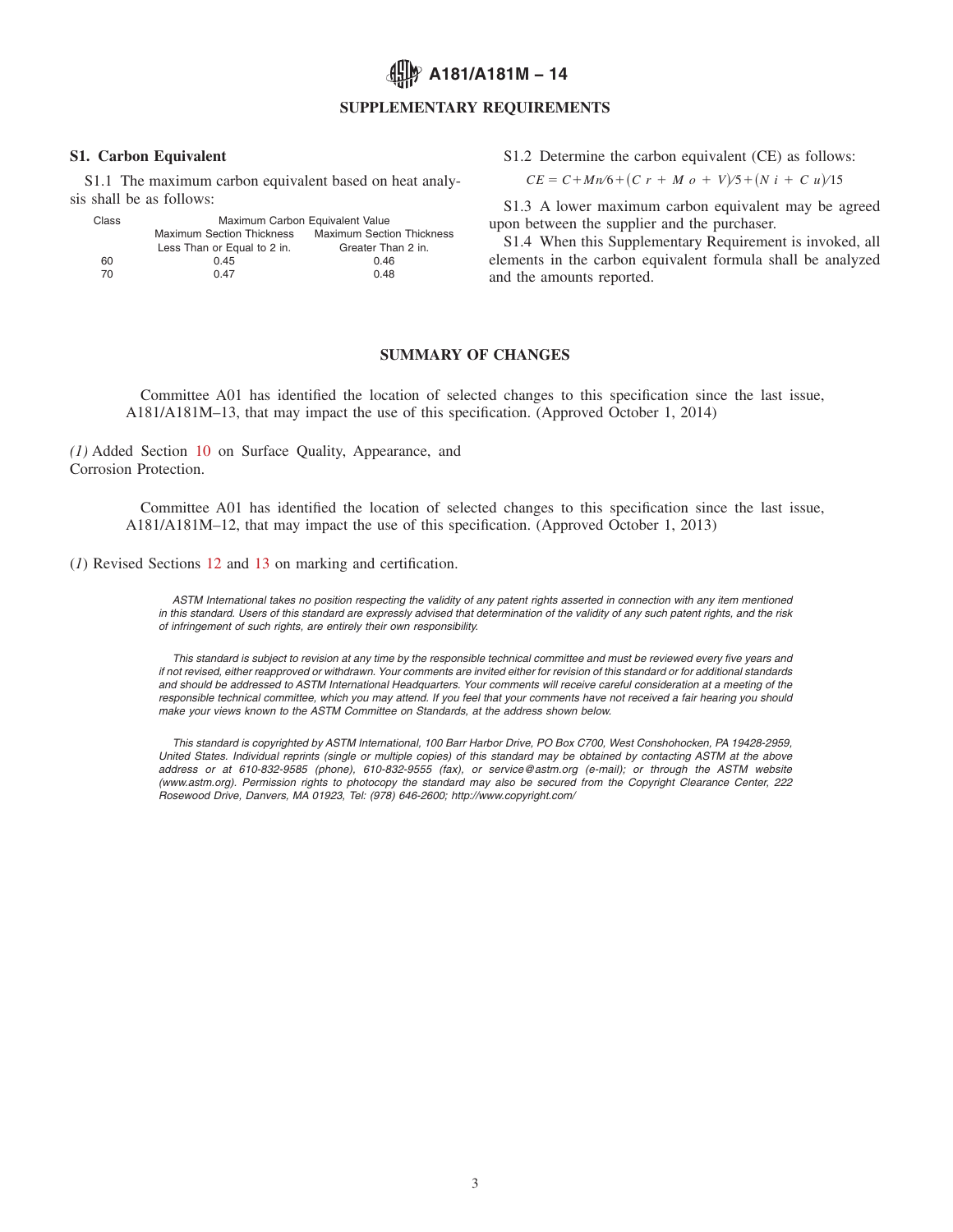## SUPPLEMENTARY REQUIREMENTS

### S1. Carbon Equivalent

S1.1 The maximum carbon equivalent based on heat analysis shall be as follows:

| Class | Maximum Carbon Equivalent Value | |
|---|---|---|
| | Maximum Section Thickness Less Than or Equal to 2 in. | Maximum Section Thickness Greater Than 2 in. |
| 60 | 0.45 | 0.46 |
| 70 | 0.47 | 0.48 |

S1.2 Determine the carbon equivalent (CE) as follows:

$$CE = C + Mn/6 + (Cr + Mo + V)/5 + (Ni + Cu)/15$$

S1.3 A lower maximum carbon equivalent may be agreed upon between the supplier and the purchaser.

S1.4 When this Supplementary Requirement is invoked, all elements in the carbon equivalent formula shall be analyzed and the amounts reported.

## SUMMARY OF CHANGES

Committee A01 has identified the location of selected changes to this specification since the last issue, A181/A181M–13, that may impact the use of this specification. (Approved October 1, 2014)

*(1)* Added Section 10 on Surface Quality, Appearance, and Corrosion Protection.

Committee A01 has identified the location of selected changes to this specification since the last issue, A181/A181M–12, that may impact the use of this specification. (Approved October 1, 2013)

(*1*) Revised Sections 12 and 13 on marking and certification.

*ASTM International takes no position respecting the validity of any patent rights asserted in connection with any item mentioned in this standard. Users of this standard are expressly advised that determination of the validity of any such patent rights, and the risk of infringement of such rights, are entirely their own responsibility.*

*This standard is subject to revision at any time by the responsible technical committee and must be reviewed every five years and if not revised, either reapproved or withdrawn. Your comments are invited either for revision of this standard or for additional standards and should be addressed to ASTM International Headquarters. Your comments will receive careful consideration at a meeting of the responsible technical committee, which you may attend. If you feel that your comments have not received a fair hearing you should make your views known to the ASTM Committee on Standards, at the address shown below.*

*This standard is copyrighted by ASTM International, 100 Barr Harbor Drive, PO Box C700, West Conshohocken, PA 19428-2959, United States. Individual reprints (single or multiple copies) of this standard may be obtained by contacting ASTM at the above address or at 610-832-9585 (phone), 610-832-9555 (fax), or service@astm.org (e-mail); or through the ASTM website (www.astm.org). Permission rights to photocopy the standard may also be secured from the Copyright Clearance Center, 222 Rosewood Drive, Danvers, MA 01923, Tel: (978) 646-2600; http://www.copyright.com/*